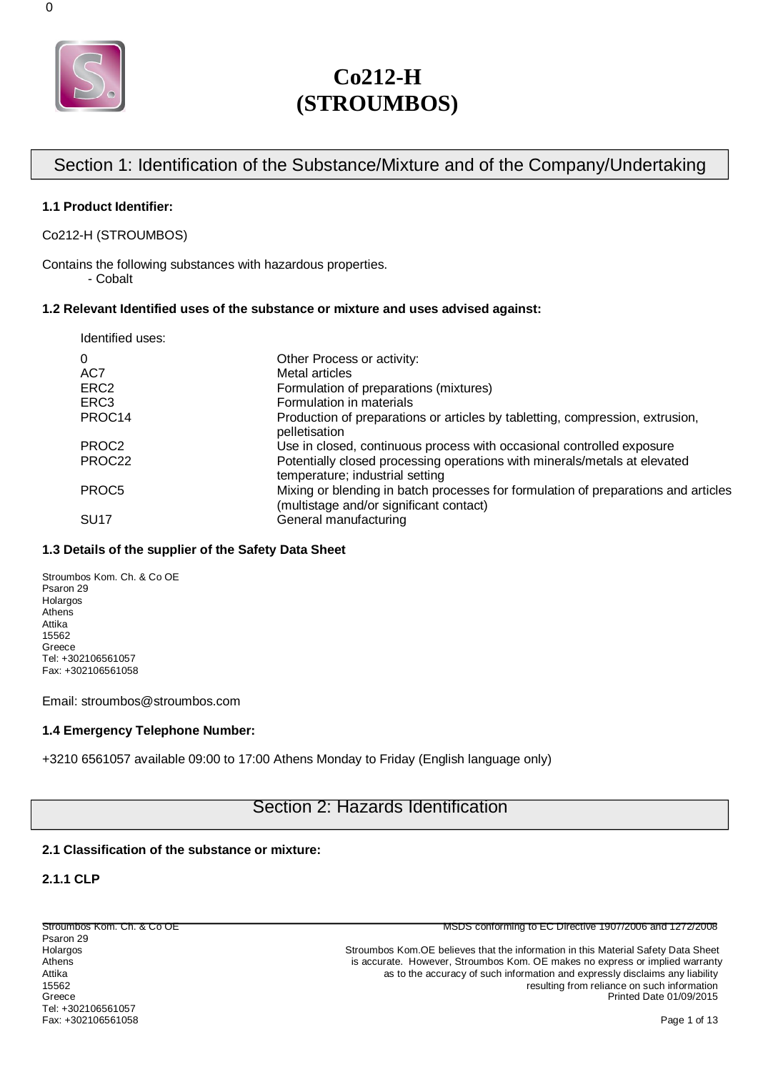0

# Co212-H (STROUMBOS)

## Section 1: Identification of the Substance/Mixture and of the Company/Undertaking

### 1.1 Product Identifier:

Co212-H (STROUMBOS)

Contains the following substances with hazardous properties.
- Cobalt

### 1.2 Relevant Identified uses of the substance or mixture and uses advised against:

Identified uses:

| | |
|---|---|
| 0 | Other Process or activity: |
| AC7 | Metal articles |
| ERC2 | Formulation of preparations (mixtures) |
| ERC3 | Formulation in materials |
| PROC14 | Production of preparations or articles by tabletting, compression, extrusion, pelletisation |
| PROC2 | Use in closed, continuous process with occasional controlled exposure |
| PROC22 | Potentially closed processing operations with minerals/metals at elevated temperature; industrial setting |
| PROC5 | Mixing or blending in batch processes for formulation of preparations and articles (multistage and/or significant contact) |
| SU17 | General manufacturing |

### 1.3 Details of the supplier of the Safety Data Sheet

Stroumbos Kom. Ch. & Co OE
Psaron 29
Holargos
Athens
Attika
15562
Greece
Tel: +302106561057
Fax: +302106561058

Email: stroumbos@stroumbos.com

### 1.4 Emergency Telephone Number:

+3210 6561057 available 09:00 to 17:00 Athens Monday to Friday (English language only)

## Section 2: Hazards Identification

### 2.1 Classification of the substance or mixture:

### 2.1.1 CLP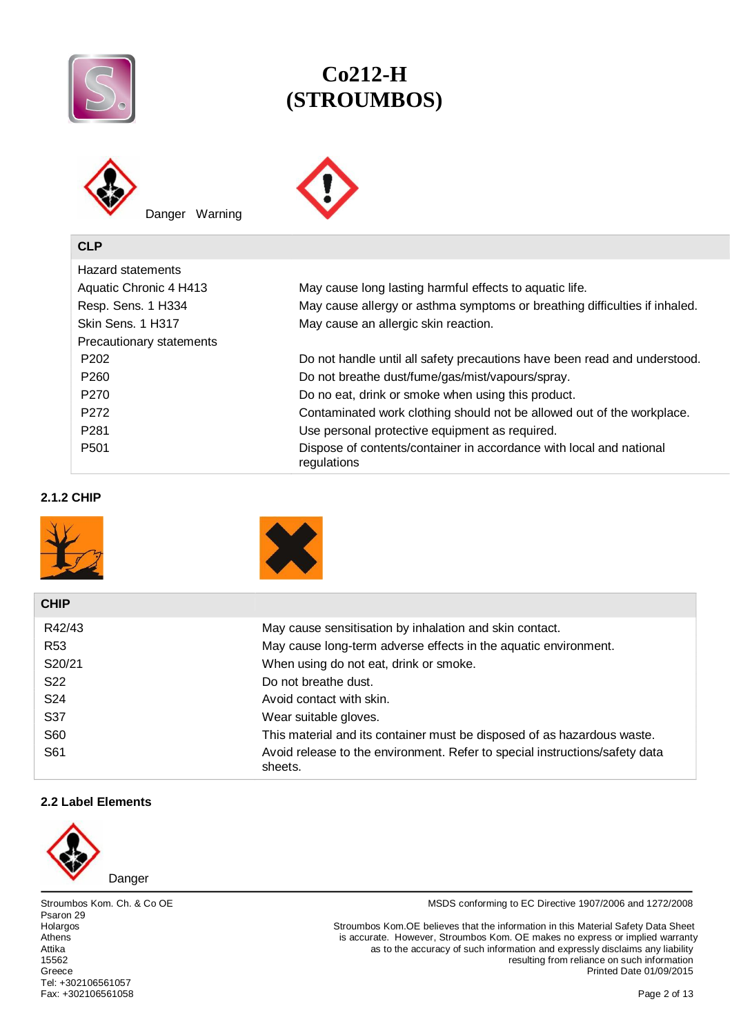# Co212-H (STROUMBOS)

Danger Warning

| CLP | |
|---|---|
| Hazard statements | |
| Aquatic Chronic 4 H413 | May cause long lasting harmful effects to aquatic life. |
| Resp. Sens. 1 H334 | May cause allergy or asthma symptoms or breathing difficulties if inhaled. |
| Skin Sens. 1 H317 | May cause an allergic skin reaction. |
| Precautionary statements | |
| P202 | Do not handle until all safety precautions have been read and understood. |
| P260 | Do not breathe dust/fume/gas/mist/vapours/spray. |
| P270 | Do no eat, drink or smoke when using this product. |
| P272 | Contaminated work clothing should not be allowed out of the workplace. |
| P281 | Use personal protective equipment as required. |
| P501 | Dispose of contents/container in accordance with local and national regulations |

### 2.1.2 CHIP

| CHIP | |
|---|---|
| R42/43 | May cause sensitisation by inhalation and skin contact. |
| R53 | May cause long-term adverse effects in the aquatic environment. |
| S20/21 | When using do not eat, drink or smoke. |
| S22 | Do not breathe dust. |
| S24 | Avoid contact with skin. |
| S37 | Wear suitable gloves. |
| S60 | This material and its container must be disposed of as hazardous waste. |
| S61 | Avoid release to the environment. Refer to special instructions/safety data sheets. |

### 2.2 Label Elements

Danger

Stroumbos Kom. Ch. & Co OE
Psaron 29
Holargos
Athens
Attika
15562
Greece
Tel: +302106561057
Fax: +302106561058

MSDS conforming to EC Directive 1907/2006 and 1272/2008

Stroumbos Kom.OE believes that the information in this Material Safety Data Sheet is accurate. However, Stroumbos Kom. OE makes no express or implied warranty as to the accuracy of such information and expressly disclaims any liability resulting from reliance on such information
Printed Date 01/09/2015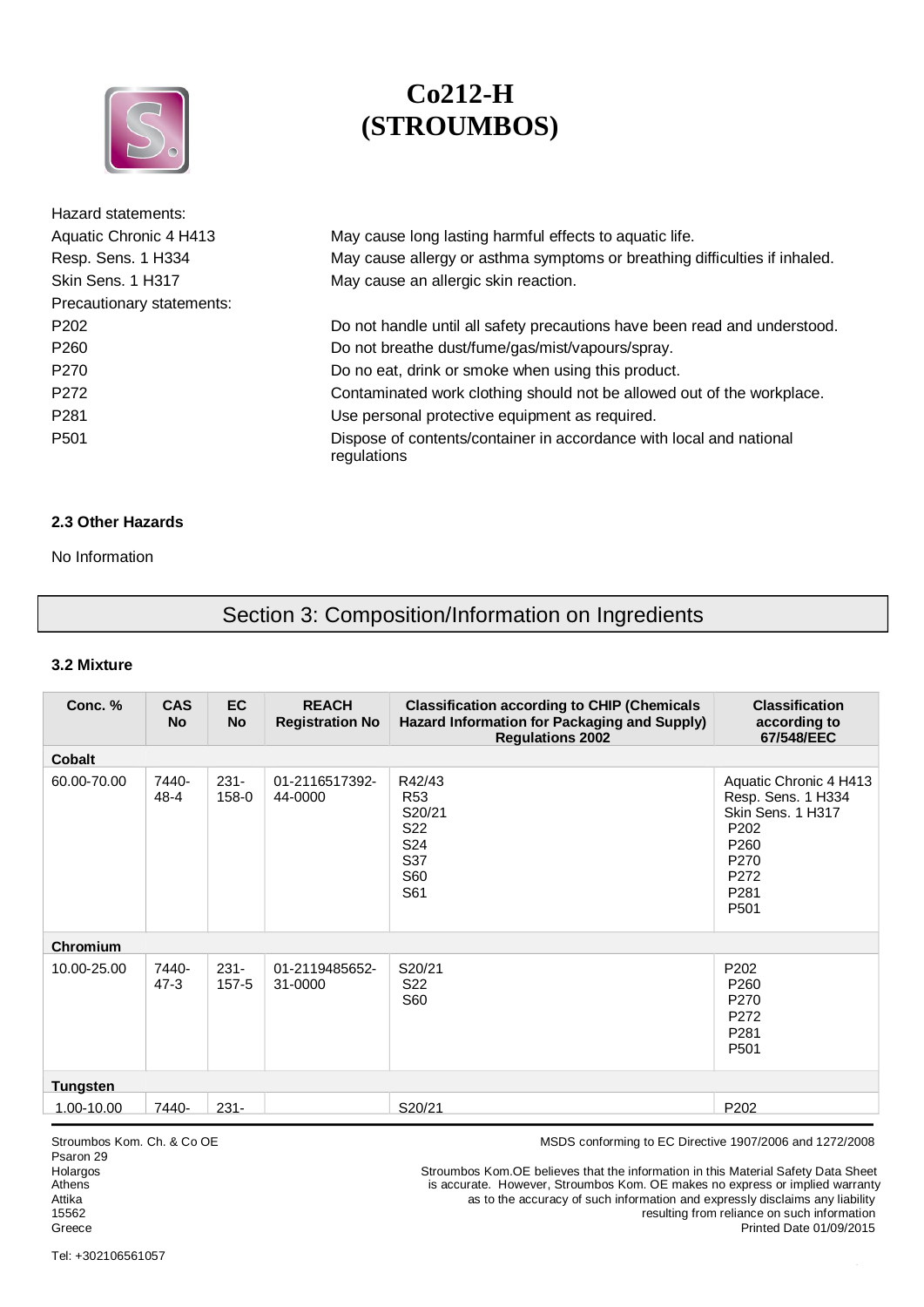# Co212-H (STROUMBOS)

Hazard statements:

| | |
|---|---|
| Aquatic Chronic 4 H413 | May cause long lasting harmful effects to aquatic life. |
| Resp. Sens. 1 H334 | May cause allergy or asthma symptoms or breathing difficulties if inhaled. |
| Skin Sens. 1 H317 | May cause an allergic skin reaction. |

Precautionary statements:

| | |
|---|---|
| P202 | Do not handle until all safety precautions have been read and understood. |
| P260 | Do not breathe dust/fume/gas/mist/vapours/spray. |
| P270 | Do no eat, drink or smoke when using this product. |
| P272 | Contaminated work clothing should not be allowed out of the workplace. |
| P281 | Use personal protective equipment as required. |
| P501 | Dispose of contents/container in accordance with local and national regulations |

### 2.3 Other Hazards

No Information

## Section 3: Composition/Information on Ingredients

### 3.2 Mixture

| Conc. % | CAS No | EC No | REACH Registration No | Classification according to CHIP (Chemicals Hazard Information for Packaging and Supply) Regulations 2002 | Classification according to 67/548/EEC |
|---|---|---|---|---|---|
| **Cobalt** | | | | | |
| 60.00-70.00 | 7440-48-4 | 231-158-0 | 01-2116517392-44-0000 | R42/43<br>R53<br>S20/21<br>S22<br>S24<br>S37<br>S60<br>S61 | Aquatic Chronic 4 H413<br>Resp. Sens. 1 H334<br>Skin Sens. 1 H317<br>P202<br>P260<br>P270<br>P272<br>P281<br>P501 |
| **Chromium** | | | | | |
| 10.00-25.00 | 7440-47-3 | 231-157-5 | 01-2119485652-31-0000 | S20/21<br>S22<br>S60 | P202<br>P260<br>P270<br>P272<br>P281<br>P501 |
| **Tungsten** | | | | | |
| 1.00-10.00 | 7440- | 231- | | S20/21 | P202 |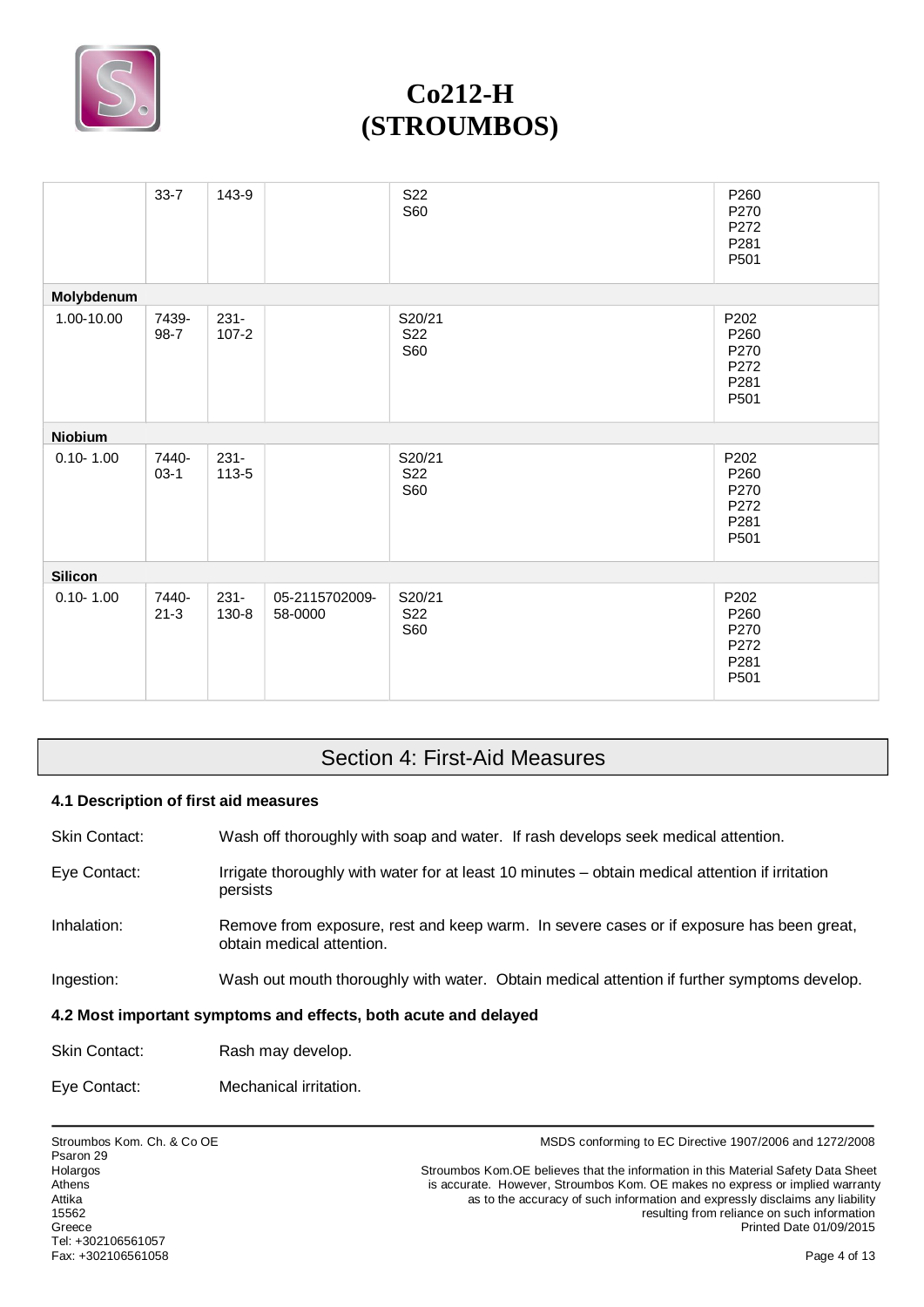|  | 33-7 | 143-9 |  | S22<br>S60 | P260<br>P270<br>P272<br>P281<br>P501 |
|---|---|---|---|---|---|
| **Molybdenum** |  |  |  |  |  |
| 1.00-10.00 | 7439-98-7 | 231-107-2 |  | S20/21<br>S22<br>S60 | P202<br>P260<br>P270<br>P272<br>P281<br>P501 |
| **Niobium** |  |  |  |  |  |
| 0.10- 1.00 | 7440-03-1 | 231-113-5 |  | S20/21<br>S22<br>S60 | P202<br>P260<br>P270<br>P272<br>P281<br>P501 |
| **Silicon** |  |  |  |  |  |
| 0.10- 1.00 | 7440-21-3 | 231-130-8 | 05-2115702009-58-0000 | S20/21<br>S22<br>S60 | P202<br>P260<br>P270<br>P272<br>P281<br>P501 |

## Section 4: First-Aid Measures

### 4.1 Description of first aid measures

Skin Contact: Wash off thoroughly with soap and water. If rash develops seek medical attention.

Eye Contact: Irrigate thoroughly with water for at least 10 minutes – obtain medical attention if irritation persists

Inhalation: Remove from exposure, rest and keep warm. In severe cases or if exposure has been great, obtain medical attention.

Ingestion: Wash out mouth thoroughly with water. Obtain medical attention if further symptoms develop.

### 4.2 Most important symptoms and effects, both acute and delayed

Skin Contact: Rash may develop.

Eye Contact: Mechanical irritation.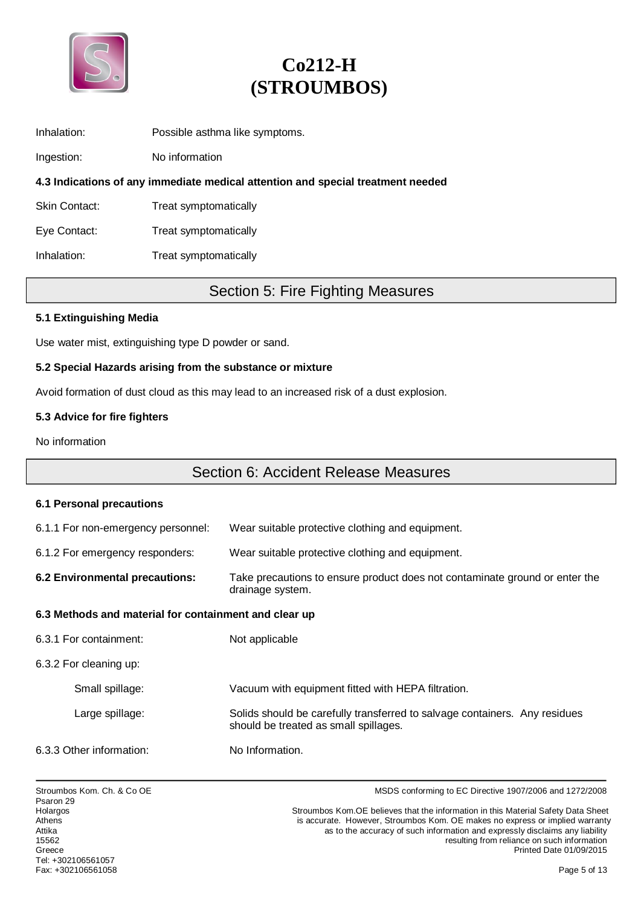Inhalation: Possible asthma like symptoms.

Ingestion: No information

**4.3 Indications of any immediate medical attention and special treatment needed**

Skin Contact: Treat symptomatically

Eye Contact: Treat symptomatically

Inhalation: Treat symptomatically

## Section 5: Fire Fighting Measures

**5.1 Extinguishing Media**

Use water mist, extinguishing type D powder or sand.

**5.2 Special Hazards arising from the substance or mixture**

Avoid formation of dust cloud as this may lead to an increased risk of a dust explosion.

**5.3 Advice for fire fighters**

No information

## Section 6: Accident Release Measures

**6.1 Personal precautions**

6.1.1 For non-emergency personnel: Wear suitable protective clothing and equipment.

6.1.2 For emergency responders: Wear suitable protective clothing and equipment.

**6.2 Environmental precautions:** Take precautions to ensure product does not contaminate ground or enter the drainage system.

**6.3 Methods and material for containment and clear up**

6.3.1 For containment: Not applicable

6.3.2 For cleaning up:

- Small spillage: Vacuum with equipment fitted with HEPA filtration.
- Large spillage: Solids should be carefully transferred to salvage containers. Any residues should be treated as small spillages.

6.3.3 Other information: No Information.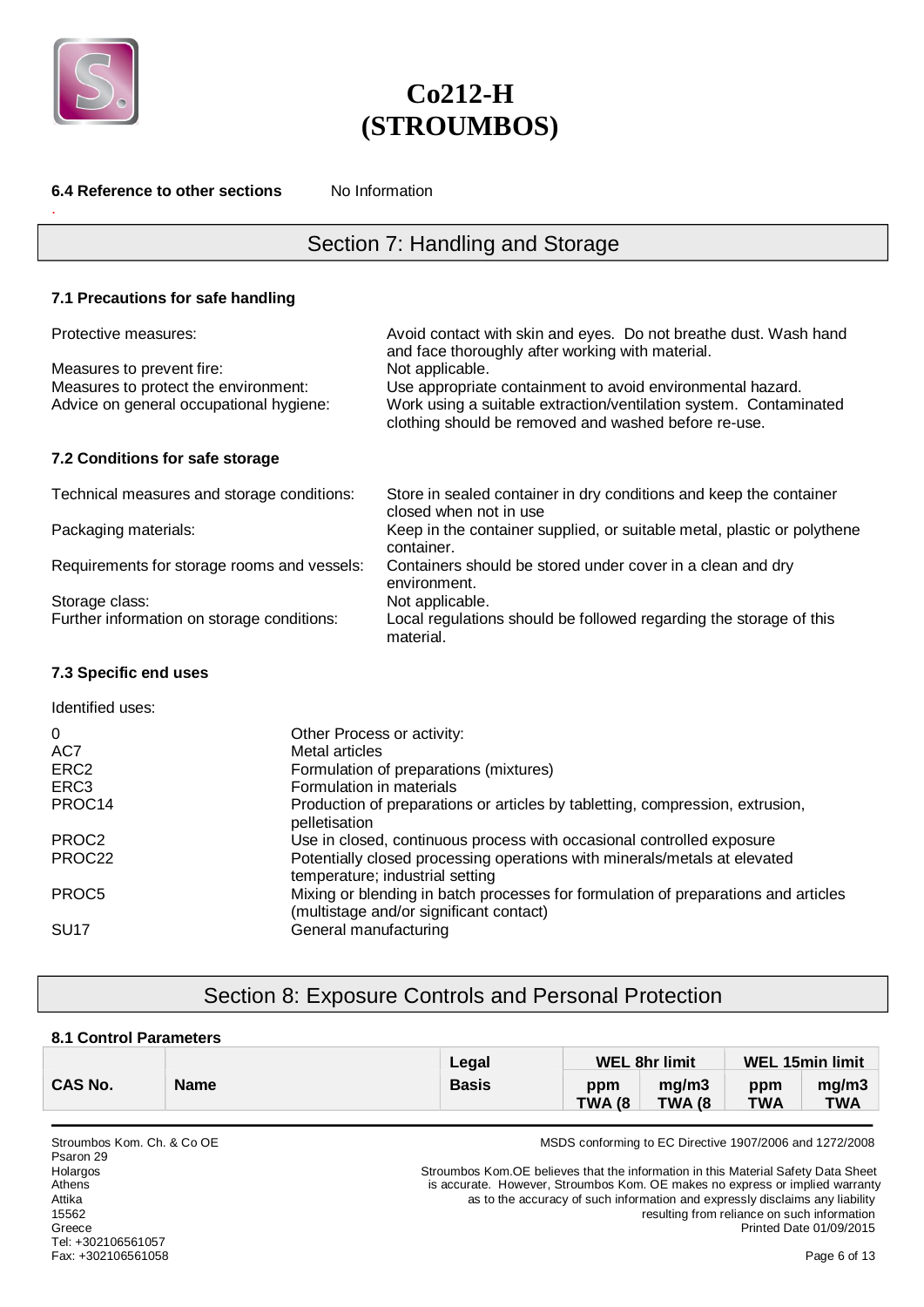**6.4 Reference to other sections** No Information

## Section 7: Handling and Storage

### 7.1 Precautions for safe handling

| | |
|---|---|
| Protective measures: | Avoid contact with skin and eyes. Do not breathe dust. Wash hand and face thoroughly after working with material. |
| Measures to prevent fire: | Not applicable. |
| Measures to protect the environment: | Use appropriate containment to avoid environmental hazard. |
| Advice on general occupational hygiene: | Work using a suitable extraction/ventilation system. Contaminated clothing should be removed and washed before re-use. |

### 7.2 Conditions for safe storage

| | |
|---|---|
| Technical measures and storage conditions: | Store in sealed container in dry conditions and keep the container closed when not in use |
| Packaging materials: | Keep in the container supplied, or suitable metal, plastic or polythene container. |
| Requirements for storage rooms and vessels: | Containers should be stored under cover in a clean and dry environment. |
| Storage class: | Not applicable. |
| Further information on storage conditions: | Local regulations should be followed regarding the storage of this material. |

### 7.3 Specific end uses

Identified uses:

| | |
|---|---|
| 0 | Other Process or activity: |
| AC7 | Metal articles |
| ERC2 | Formulation of preparations (mixtures) |
| ERC3 | Formulation in materials |
| PROC14 | Production of preparations or articles by tabletting, compression, extrusion, pelletisation |
| PROC2 | Use in closed, continuous process with occasional controlled exposure |
| PROC22 | Potentially closed processing operations with minerals/metals at elevated temperature; industrial setting |
| PROC5 | Mixing or blending in batch processes for formulation of preparations and articles (multistage and/or significant contact) |
| SU17 | General manufacturing |

## Section 8: Exposure Controls and Personal Protection

### 8.1 Control Parameters

| CAS No. | Name | Legal Basis | WEL 8hr limit | | WEL 15min limit | |
|---|---|---|---|---|---|---|
| | | | ppm TWA (8 | mg/m3 TWA (8 | ppm TWA | mg/m3 TWA |

Stroumbos Kom. Ch. & Co OE
Psaron 29
Holargos
Athens
Attika
15562
Greece
Tel: +302106561057
Fax: +302106561058

MSDS conforming to EC Directive 1907/2006 and 1272/2008

Stroumbos Kom.OE believes that the information in this Material Safety Data Sheet is accurate. However, Stroumbos Kom. OE makes no express or implied warranty as to the accuracy of such information and expressly disclaims any liability resulting from reliance on such information

Printed Date 01/09/2015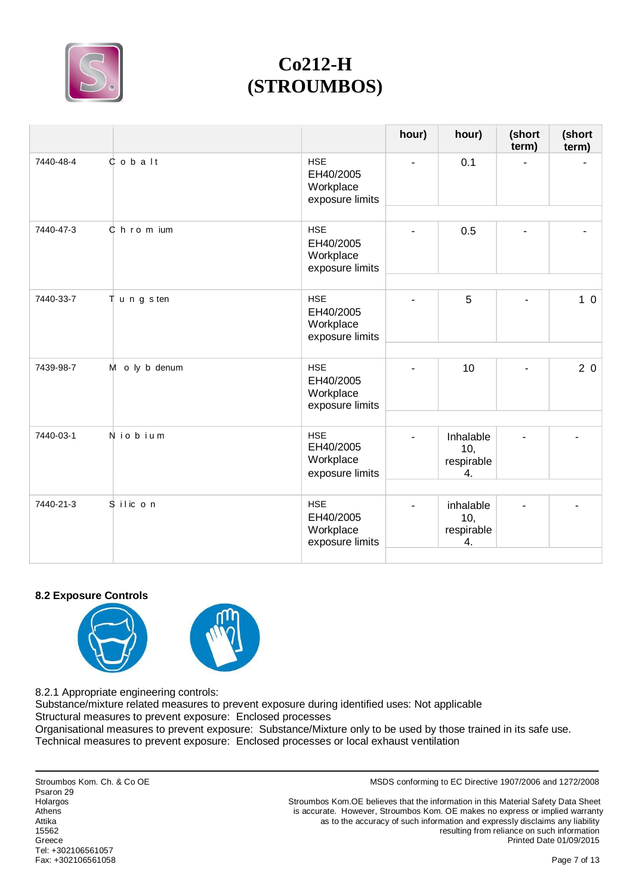| | | | hour) | hour) | (short term) | (short term) |
|---|---|---|---|---|---|---|
| 7440-48-4 | Cobalt | HSE EH40/2005 Workplace exposure limits | - | 0.1 | - | - |
| 7440-47-3 | Chromium | HSE EH40/2005 Workplace exposure limits | - | 0.5 | - | - |
| 7440-33-7 | Tungsten | HSE EH40/2005 Workplace exposure limits | - | 5 | - | 10 |
| 7439-98-7 | Molybdenum | HSE EH40/2005 Workplace exposure limits | - | 10 | - | 20 |
| 7440-03-1 | Niobium | HSE EH40/2005 Workplace exposure limits | - | Inhalable 10, respirable 4. | - | - |
| 7440-21-3 | Silicon | HSE EH40/2005 Workplace exposure limits | - | inhalable 10, respirable 4. | - | - |

**8.2 Exposure Controls**

8.2.1 Appropriate engineering controls:
Substance/mixture related measures to prevent exposure during identified uses: Not applicable
Structural measures to prevent exposure: Enclosed processes
Organisational measures to prevent exposure: Substance/Mixture only to be used by those trained in its safe use.
Technical measures to prevent exposure: Enclosed processes or local exhaust ventilation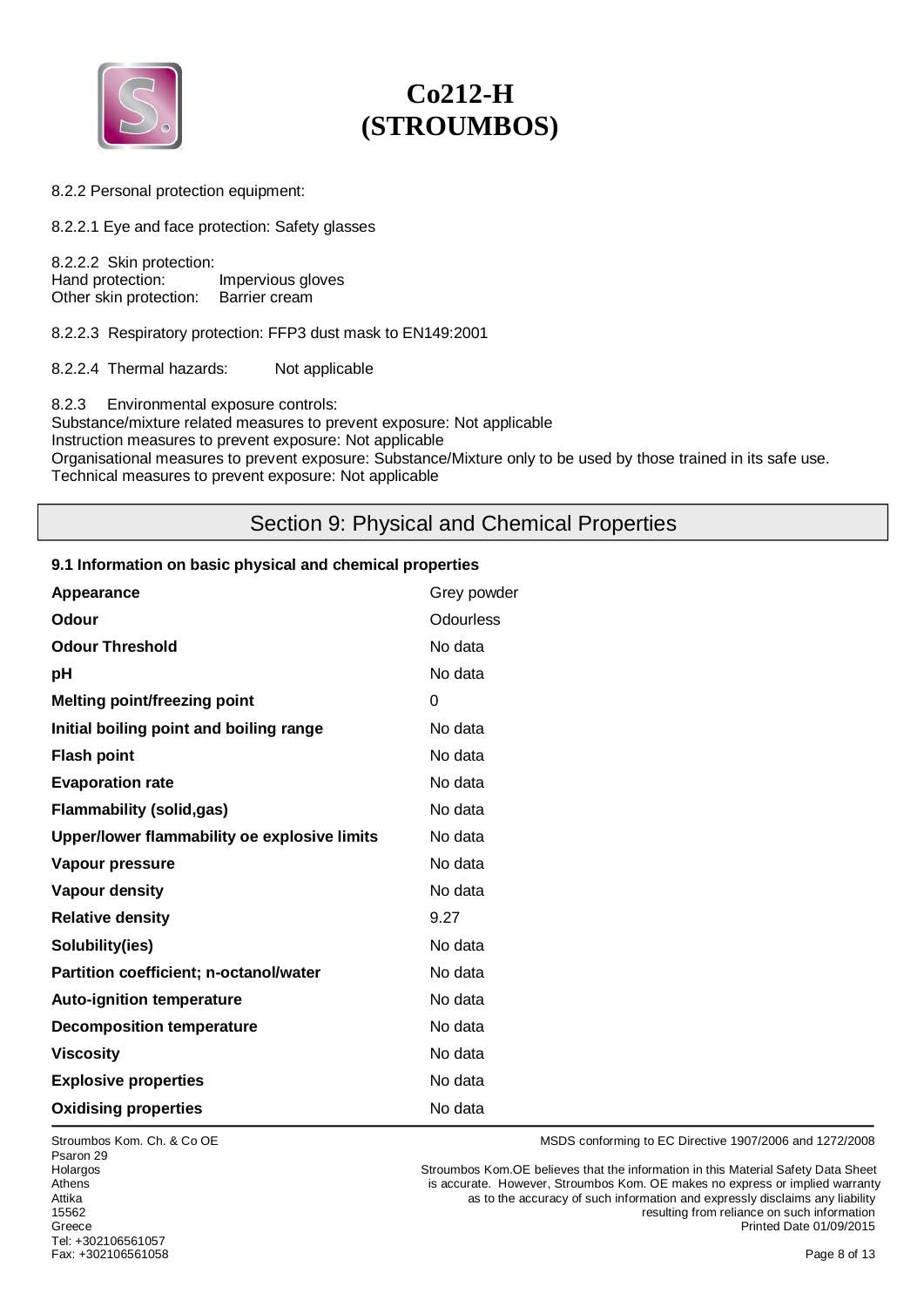8.2.2 Personal protection equipment:

8.2.2.1 Eye and face protection: Safety glasses

8.2.2.2 Skin protection:
Hand protection: Impervious gloves
Other skin protection: Barrier cream

8.2.2.3 Respiratory protection: FFP3 dust mask to EN149:2001

8.2.2.4 Thermal hazards: Not applicable

8.2.3 Environmental exposure controls:
Substance/mixture related measures to prevent exposure: Not applicable
Instruction measures to prevent exposure: Not applicable
Organisational measures to prevent exposure: Substance/Mixture only to be used by those trained in its safe use.
Technical measures to prevent exposure: Not applicable

## Section 9: Physical and Chemical Properties

### 9.1 Information on basic physical and chemical properties

| | |
|---|---|
| **Appearance** | Grey powder |
| **Odour** | Odourless |
| **Odour Threshold** | No data |
| **pH** | No data |
| **Melting point/freezing point** | 0 |
| **Initial boiling point and boiling range** | No data |
| **Flash point** | No data |
| **Evaporation rate** | No data |
| **Flammability (solid,gas)** | No data |
| **Upper/lower flammability oe explosive limits** | No data |
| **Vapour pressure** | No data |
| **Vapour density** | No data |
| **Relative density** | 9.27 |
| **Solubility(ies)** | No data |
| **Partition coefficient; n-octanol/water** | No data |
| **Auto-ignition temperature** | No data |
| **Decomposition temperature** | No data |
| **Viscosity** | No data |
| **Explosive properties** | No data |
| **Oxidising properties** | No data |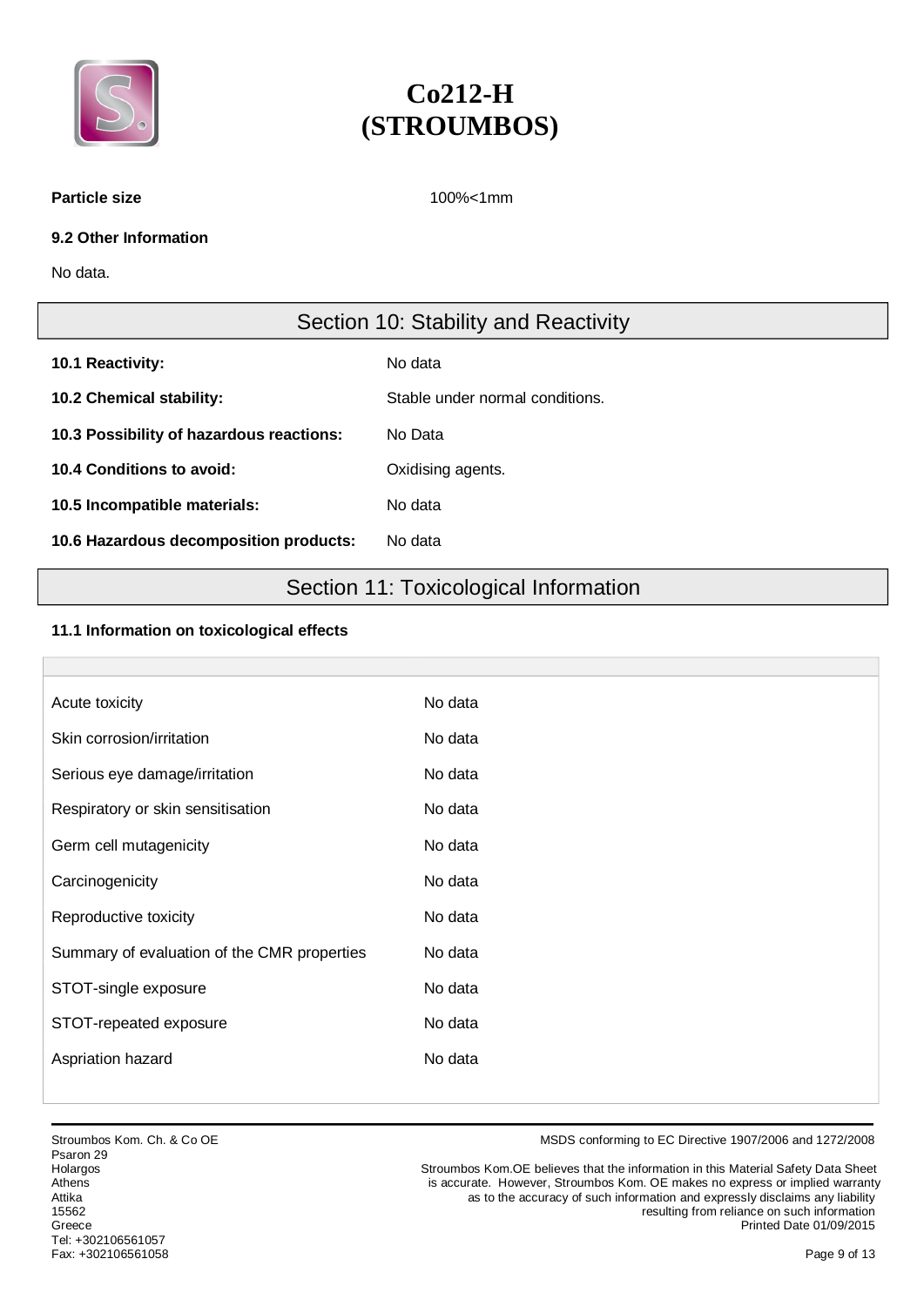**Particle size** 100%<1mm

**9.2 Other Information**

No data.

## Section 10: Stability and Reactivity

| | |
|---|---|
| **10.1 Reactivity:** | No data |
| **10.2 Chemical stability:** | Stable under normal conditions. |
| **10.3 Possibility of hazardous reactions:** | No Data |
| **10.4 Conditions to avoid:** | Oxidising agents. |
| **10.5 Incompatible materials:** | No data |
| **10.6 Hazardous decomposition products:** | No data |

## Section 11: Toxicological Information

**11.1 Information on toxicological effects**

| | |
|---|---|
| Acute toxicity | No data |
| Skin corrosion/irritation | No data |
| Serious eye damage/irritation | No data |
| Respiratory or skin sensitisation | No data |
| Germ cell mutagenicity | No data |
| Carcinogenicity | No data |
| Reproductive toxicity | No data |
| Summary of evaluation of the CMR properties | No data |
| STOT-single exposure | No data |
| STOT-repeated exposure | No data |
| Aspriation hazard | No data |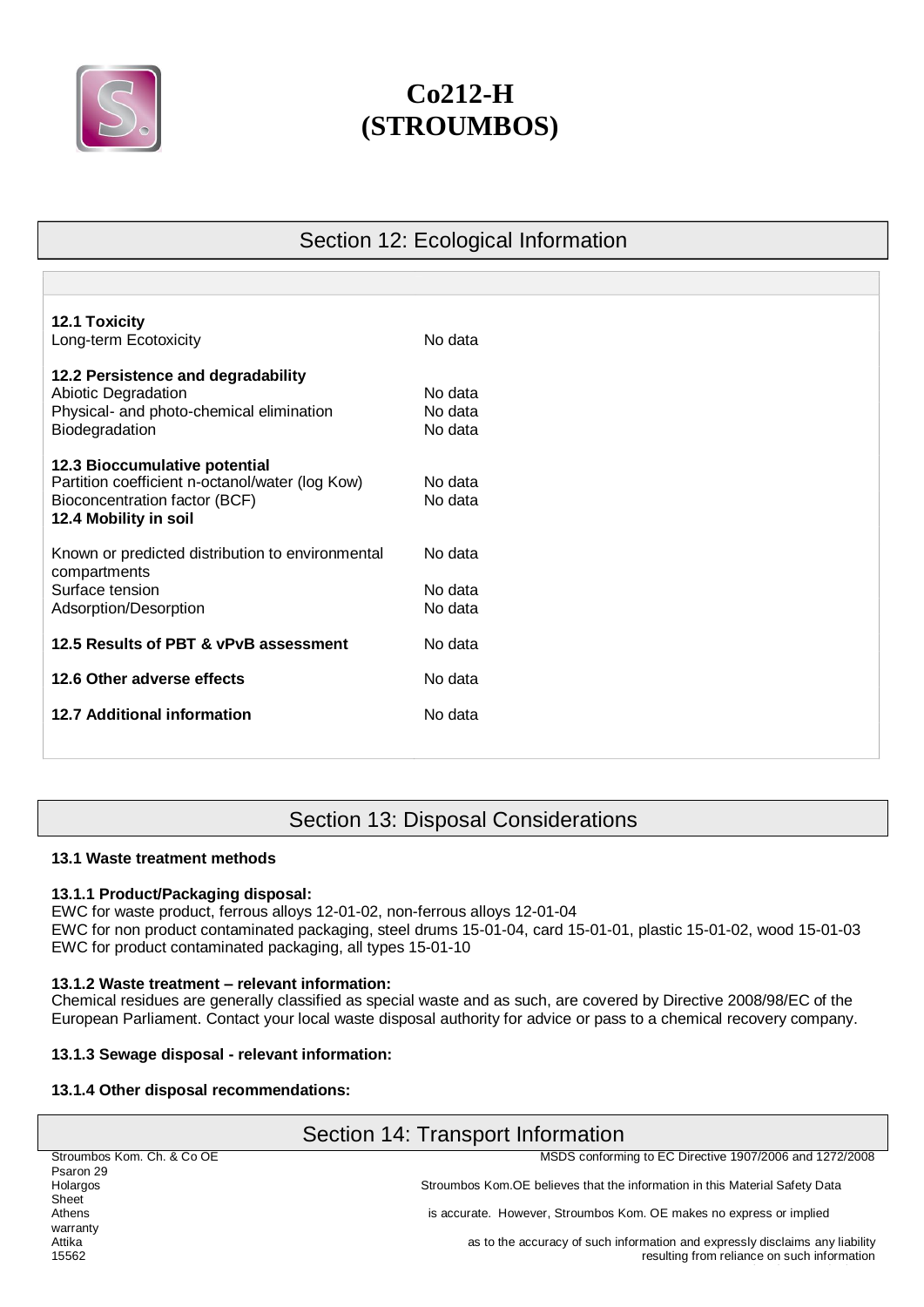# Co212-H (STROUMBOS)

## Section 12: Ecological Information

**12.1 Toxicity**

| | |
|---|---|
| Long-term Ecotoxicity | No data |

**12.2 Persistence and degradability**

| | |
|---|---|
| Abiotic Degradation | No data |
| Physical- and photo-chemical elimination | No data |
| Biodegradation | No data |

**12.3 Bioccumulative potential**

| | |
|---|---|
| Partition coefficient n-octanol/water (log Kow) | No data |
| Bioconcentration factor (BCF) | No data |

**12.4 Mobility in soil**

| | |
|---|---|
| Known or predicted distribution to environmental compartments | No data |
| Surface tension | No data |
| Adsorption/Desorption | No data |

**12.5 Results of PBT & vPvB assessment** No data

**12.6 Other adverse effects** No data

**12.7 Additional information** No data

## Section 13: Disposal Considerations

**13.1 Waste treatment methods**

**13.1.1 Product/Packaging disposal:**

EWC for waste product, ferrous alloys 12-01-02, non-ferrous alloys 12-01-04
EWC for non product contaminated packaging, steel drums 15-01-04, card 15-01-01, plastic 15-01-02, wood 15-01-03
EWC for product contaminated packaging, all types 15-01-10

**13.1.2 Waste treatment – relevant information:**

Chemical residues are generally classified as special waste and as such, are covered by Directive 2008/98/EC of the European Parliament. Contact your local waste disposal authority for advice or pass to a chemical recovery company.

**13.1.3 Sewage disposal - relevant information:**

**13.1.4 Other disposal recommendations:**

## Section 14: Transport Information

Stroumbos Kom. Ch. & Co OE
Psaron 29
Holargos
Athens
Attika
15562

MSDS conforming to EC Directive 1907/2006 and 1272/2008

Stroumbos Kom.OE believes that the information in this Material Safety Data Sheet is accurate. However, Stroumbos Kom. OE makes no express or implied warranty as to the accuracy of such information and expressly disclaims any liability resulting from reliance on such information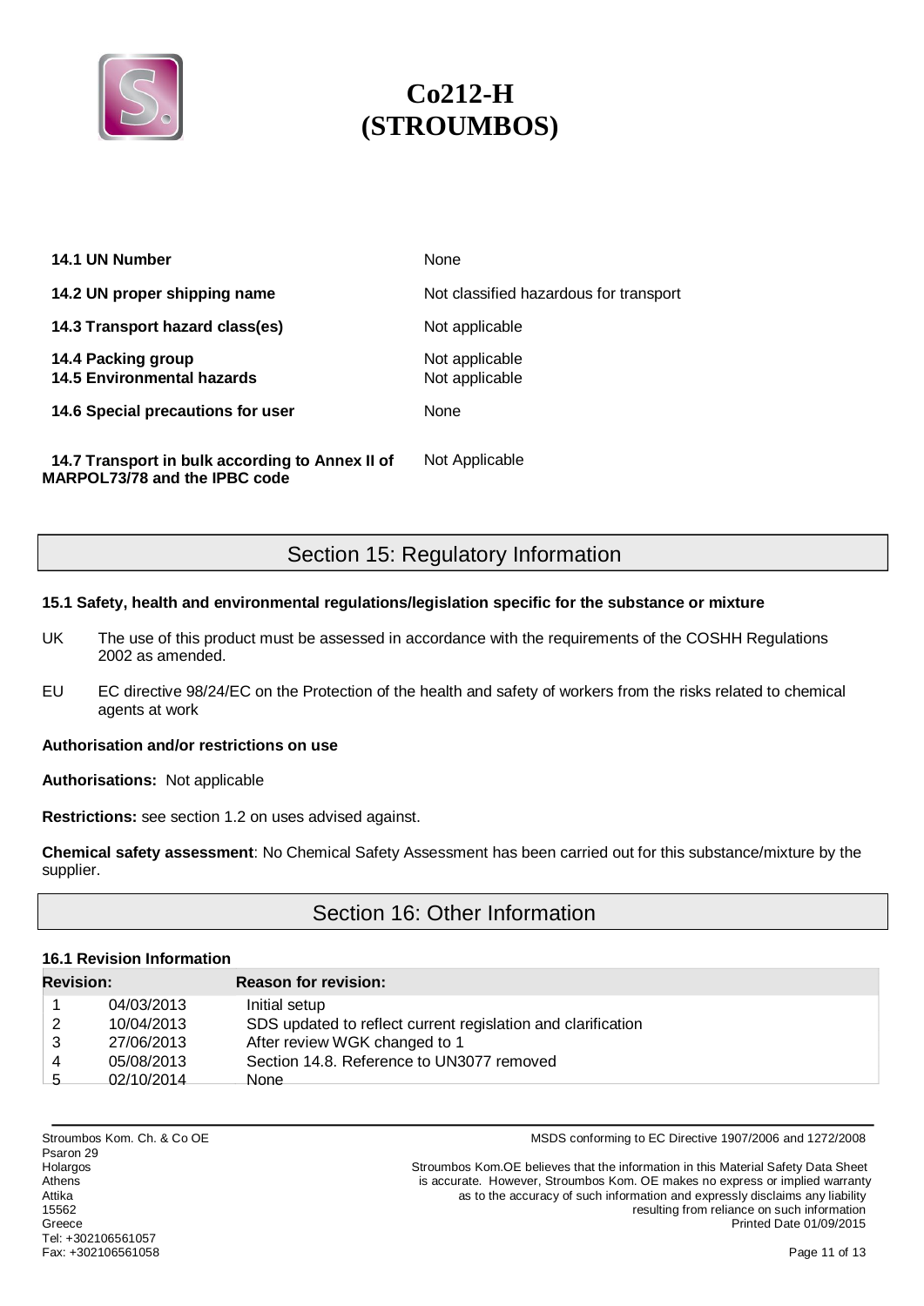| | |
|---|---|
| **14.1 UN Number** | None |
| **14.2 UN proper shipping name** | Not classified hazardous for transport |
| **14.3 Transport hazard class(es)** | Not applicable |
| **14.4 Packing group** | Not applicable |
| **14.5 Environmental hazards** | Not applicable |
| **14.6 Special precautions for user** | None |
| **14.7 Transport in bulk according to Annex II of MARPOL73/78 and the IPBC code** | Not Applicable |

## Section 15: Regulatory Information

**15.1 Safety, health and environmental regulations/legislation specific for the substance or mixture**

UK The use of this product must be assessed in accordance with the requirements of the COSHH Regulations 2002 as amended.

EU EC directive 98/24/EC on the Protection of the health and safety of workers from the risks related to chemical agents at work

**Authorisation and/or restrictions on use**

**Authorisations:** Not applicable

**Restrictions:** see section 1.2 on uses advised against.

**Chemical safety assessment**: No Chemical Safety Assessment has been carried out for this substance/mixture by the supplier.

## Section 16: Other Information

**16.1 Revision Information**

| Revision: | | Reason for revision: |
|---|---|---|
| 1 | 04/03/2013 | Initial setup |
| 2 | 10/04/2013 | SDS updated to reflect current regislation and clarification |
| 3 | 27/06/2013 | After review WGK changed to 1 |
| 4 | 05/08/2013 | Section 14.8. Reference to UN3077 removed |
| 5 | 02/10/2014 | None |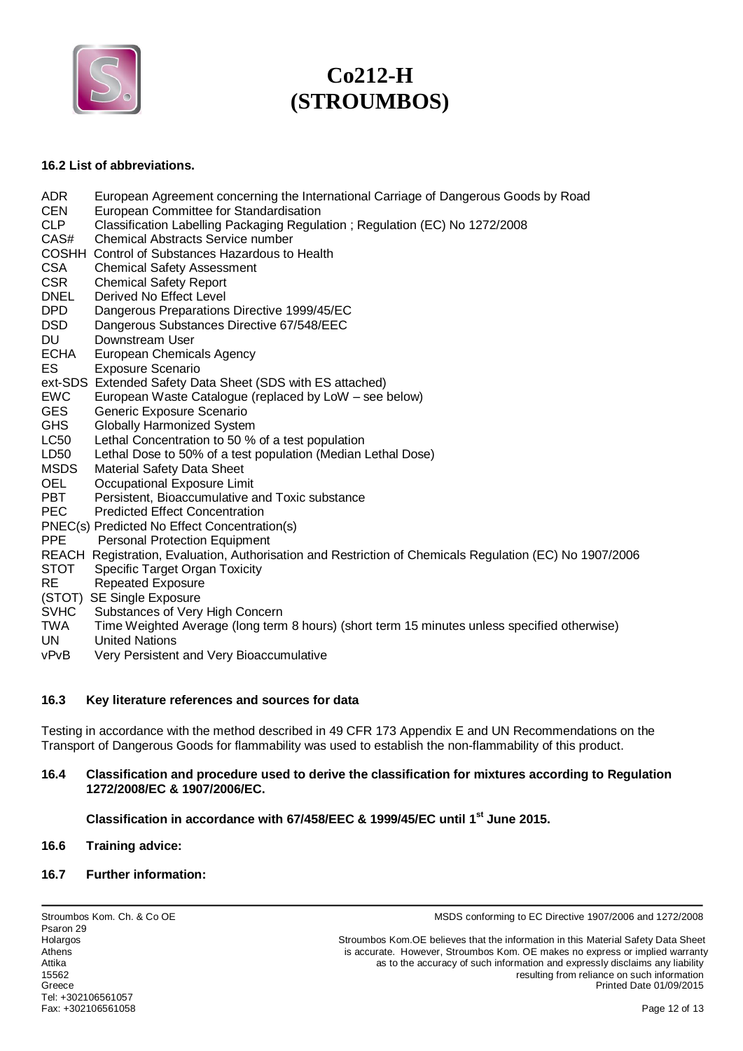### 16.2 List of abbreviations.

| | |
|---|---|
| ADR | European Agreement concerning the International Carriage of Dangerous Goods by Road |
| CEN | European Committee for Standardisation |
| CLP | Classification Labelling Packaging Regulation ; Regulation (EC) No 1272/2008 |
| CAS# | Chemical Abstracts Service number |
| COSHH | Control of Substances Hazardous to Health |
| CSA | Chemical Safety Assessment |
| CSR | Chemical Safety Report |
| DNEL | Derived No Effect Level |
| DPD | Dangerous Preparations Directive 1999/45/EC |
| DSD | Dangerous Substances Directive 67/548/EEC |
| DU | Downstream User |
| ECHA | European Chemicals Agency |
| ES | Exposure Scenario |
| ext-SDS | Extended Safety Data Sheet (SDS with ES attached) |
| EWC | European Waste Catalogue (replaced by LoW – see below) |
| GES | Generic Exposure Scenario |
| GHS | Globally Harmonized System |
| LC50 | Lethal Concentration to 50 % of a test population |
| LD50 | Lethal Dose to 50% of a test population (Median Lethal Dose) |
| MSDS | Material Safety Data Sheet |
| OEL | Occupational Exposure Limit |
| PBT | Persistent, Bioaccumulative and Toxic substance |
| PEC | Predicted Effect Concentration |
| PNEC(s) | Predicted No Effect Concentration(s) |
| PPE | Personal Protection Equipment |
| REACH | Registration, Evaluation, Authorisation and Restriction of Chemicals Regulation (EC) No 1907/2006 |
| STOT | Specific Target Organ Toxicity |
| RE | Repeated Exposure |
| (STOT) SE | Single Exposure |
| SVHC | Substances of Very High Concern |
| TWA | Time Weighted Average (long term 8 hours) (short term 15 minutes unless specified otherwise) |
| UN | United Nations |
| vPvB | Very Persistent and Very Bioaccumulative |

### 16.3 Key literature references and sources for data

Testing in accordance with the method described in 49 CFR 173 Appendix E and UN Recommendations on the Transport of Dangerous Goods for flammability was used to establish the non-flammability of this product.

### 16.4 Classification and procedure used to derive the classification for mixtures according to Regulation 1272/2008/EC & 1907/2006/EC.

**Classification in accordance with 67/458/EEC & 1999/45/EC until 1st June 2015.**

### 16.6 Training advice:

### 16.7 Further information:

Stroumbos Kom. Ch. & Co OE
Psaron 29
Holargos
Athens
Attika
15562
Greece
Tel: +302106561057
Fax: +302106561058

MSDS conforming to EC Directive 1907/2006 and 1272/2008

Stroumbos Kom.OE believes that the information in this Material Safety Data Sheet is accurate. However, Stroumbos Kom. OE makes no express or implied warranty as to the accuracy of such information and expressly disclaims any liability resulting from reliance on such information
Printed Date 01/09/2015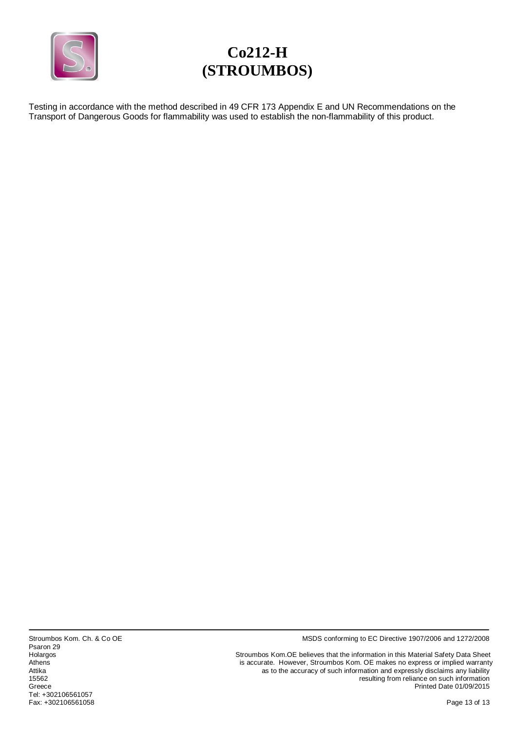Testing in accordance with the method described in 49 CFR 173 Appendix E and UN Recommendations on the Transport of Dangerous Goods for flammability was used to establish the non-flammability of this product.